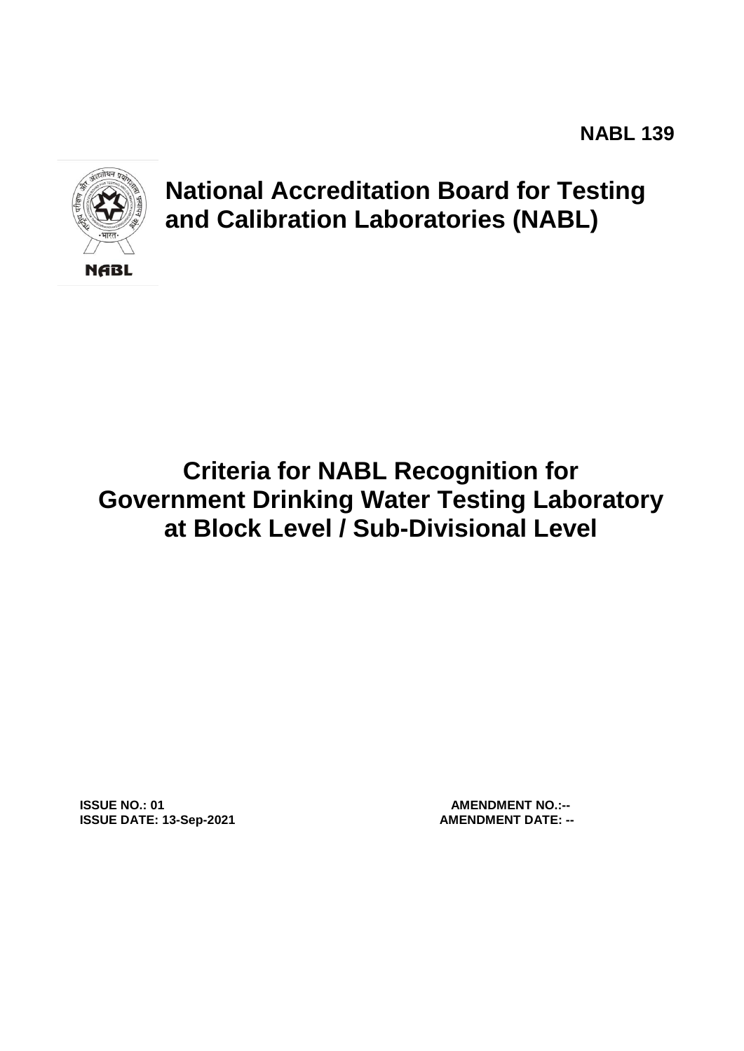NABL 139

# National Accreditation Board for Testing and Calibration Laboratories (NABL)

# Criteria for NABL Recognition for Government Drinking Water Testing Laboratory at Block Level / Sub-Divisional Level

**ISSUE NO.: 01**
**ISSUE DATE: 13-Sep-2021**

**AMENDMENT NO.:--**
**AMENDMENT DATE: --**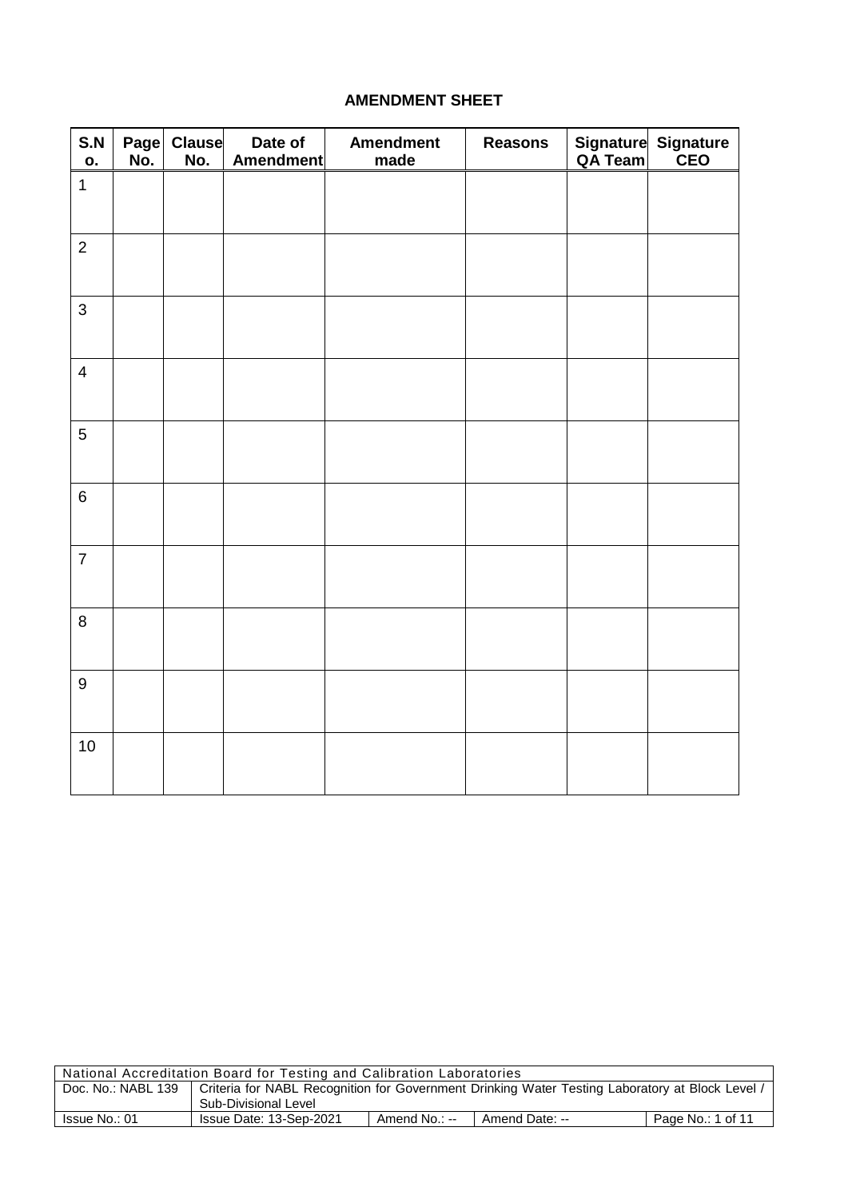**AMENDMENT SHEET**

| S.No. | Page No. | Clause No. | Date of Amendment | Amendment made | Reasons | Signature QA Team | Signature CEO |
|---|---|---|---|---|---|---|---|
| 1 | | | | | | | |
| 2 | | | | | | | |
| 3 | | | | | | | |
| 4 | | | | | | | |
| 5 | | | | | | | |
| 6 | | | | | | | |
| 7 | | | | | | | |
| 8 | | | | | | | |
| 9 | | | | | | | |
| 10 | | | | | | | |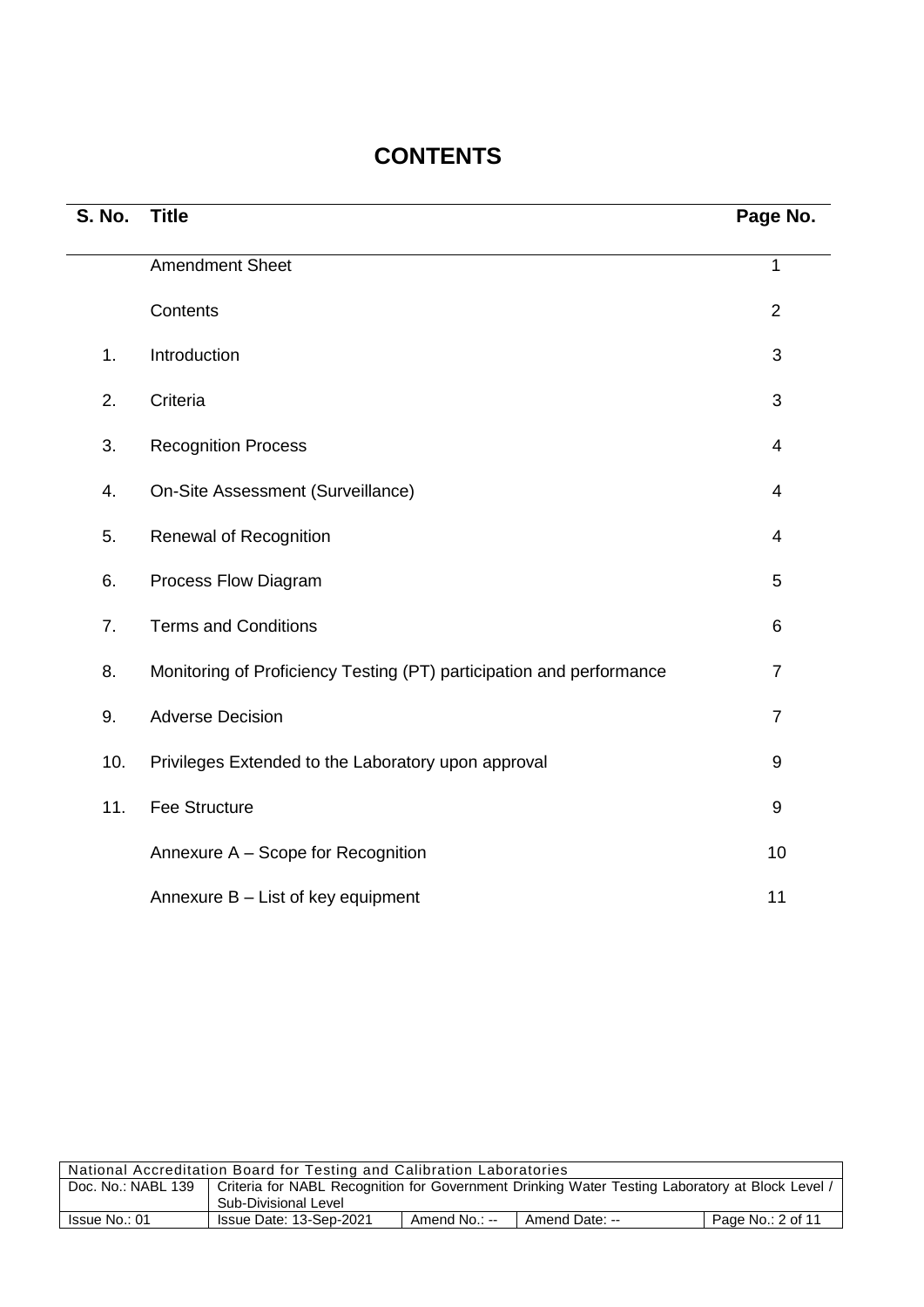# CONTENTS

| S. No. | Title | Page No. |
|---|---|---|
| | Amendment Sheet | 1 |
| | Contents | 2 |
| 1. | Introduction | 3 |
| 2. | Criteria | 3 |
| 3. | Recognition Process | 4 |
| 4. | On-Site Assessment (Surveillance) | 4 |
| 5. | Renewal of Recognition | 4 |
| 6. | Process Flow Diagram | 5 |
| 7. | Terms and Conditions | 6 |
| 8. | Monitoring of Proficiency Testing (PT) participation and performance | 7 |
| 9. | Adverse Decision | 7 |
| 10. | Privileges Extended to the Laboratory upon approval | 9 |
| 11. | Fee Structure | 9 |
| | Annexure A – Scope for Recognition | 10 |
| | Annexure B – List of key equipment | 11 |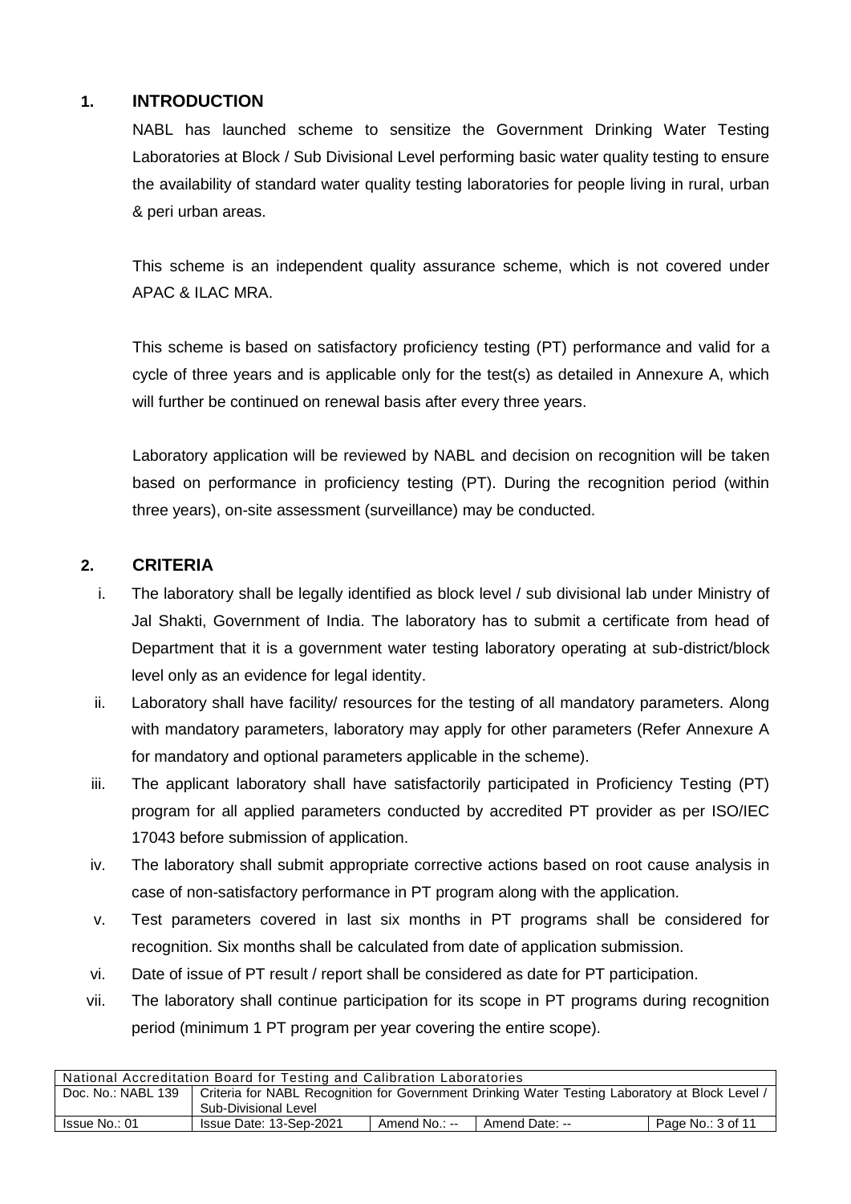## 1. INTRODUCTION

NABL has launched scheme to sensitize the Government Drinking Water Testing Laboratories at Block / Sub Divisional Level performing basic water quality testing to ensure the availability of standard water quality testing laboratories for people living in rural, urban & peri urban areas.

This scheme is an independent quality assurance scheme, which is not covered under APAC & ILAC MRA.

This scheme is based on satisfactory proficiency testing (PT) performance and valid for a cycle of three years and is applicable only for the test(s) as detailed in Annexure A, which will further be continued on renewal basis after every three years.

Laboratory application will be reviewed by NABL and decision on recognition will be taken based on performance in proficiency testing (PT). During the recognition period (within three years), on-site assessment (surveillance) may be conducted.

## 2. CRITERIA

i. The laboratory shall be legally identified as block level / sub divisional lab under Ministry of Jal Shakti, Government of India. The laboratory has to submit a certificate from head of Department that it is a government water testing laboratory operating at sub-district/block level only as an evidence for legal identity.

ii. Laboratory shall have facility/ resources for the testing of all mandatory parameters. Along with mandatory parameters, laboratory may apply for other parameters (Refer Annexure A for mandatory and optional parameters applicable in the scheme).

iii. The applicant laboratory shall have satisfactorily participated in Proficiency Testing (PT) program for all applied parameters conducted by accredited PT provider as per ISO/IEC 17043 before submission of application.

iv. The laboratory shall submit appropriate corrective actions based on root cause analysis in case of non-satisfactory performance in PT program along with the application.

v. Test parameters covered in last six months in PT programs shall be considered for recognition. Six months shall be calculated from date of application submission.

vi. Date of issue of PT result / report shall be considered as date for PT participation.

vii. The laboratory shall continue participation for its scope in PT programs during recognition period (minimum 1 PT program per year covering the entire scope).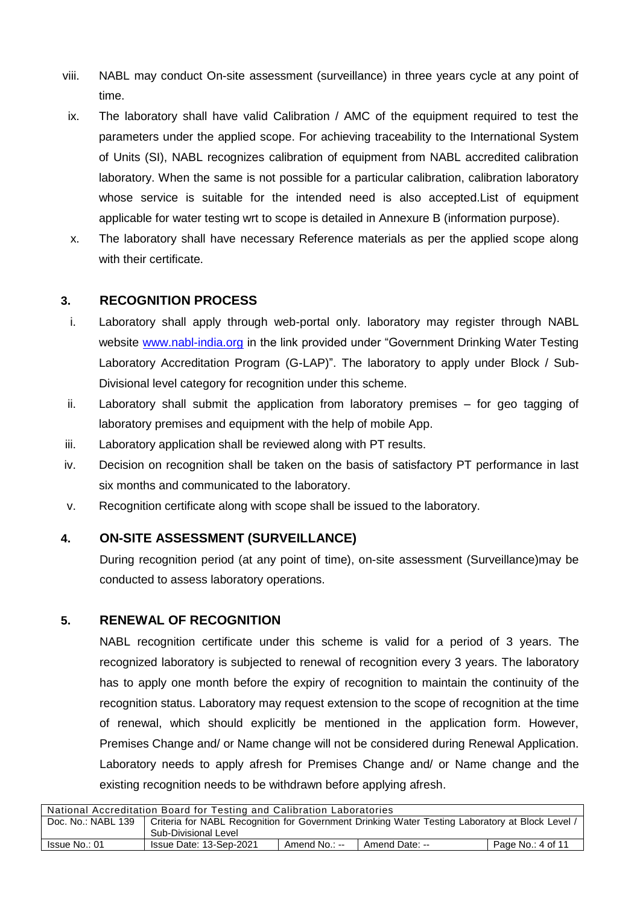viii. NABL may conduct On-site assessment (surveillance) in three years cycle at any point of time.

ix. The laboratory shall have valid Calibration / AMC of the equipment required to test the parameters under the applied scope. For achieving traceability to the International System of Units (SI), NABL recognizes calibration of equipment from NABL accredited calibration laboratory. When the same is not possible for a particular calibration, calibration laboratory whose service is suitable for the intended need is also accepted.List of equipment applicable for water testing wrt to scope is detailed in Annexure B (information purpose).

x. The laboratory shall have necessary Reference materials as per the applied scope along with their certificate.

## 3. RECOGNITION PROCESS

i. Laboratory shall apply through web-portal only. laboratory may register through NABL website www.nabl-india.org in the link provided under "Government Drinking Water Testing Laboratory Accreditation Program (G-LAP)". The laboratory to apply under Block / Sub-Divisional level category for recognition under this scheme.

ii. Laboratory shall submit the application from laboratory premises – for geo tagging of laboratory premises and equipment with the help of mobile App.

iii. Laboratory application shall be reviewed along with PT results.

iv. Decision on recognition shall be taken on the basis of satisfactory PT performance in last six months and communicated to the laboratory.

v. Recognition certificate along with scope shall be issued to the laboratory.

## 4. ON-SITE ASSESSMENT (SURVEILLANCE)

During recognition period (at any point of time), on-site assessment (Surveillance)may be conducted to assess laboratory operations.

## 5. RENEWAL OF RECOGNITION

NABL recognition certificate under this scheme is valid for a period of 3 years. The recognized laboratory is subjected to renewal of recognition every 3 years. The laboratory has to apply one month before the expiry of recognition to maintain the continuity of the recognition status. Laboratory may request extension to the scope of recognition at the time of renewal, which should explicitly be mentioned in the application form. However, Premises Change and/ or Name change will not be considered during Renewal Application. Laboratory needs to apply afresh for Premises Change and/ or Name change and the existing recognition needs to be withdrawn before applying afresh.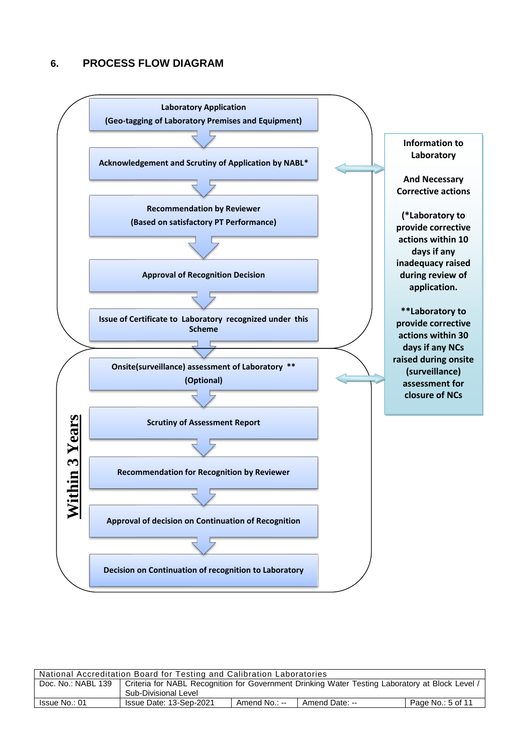## 6. PROCESS FLOW DIAGRAM

**Laboratory Application**
**(Geo-tagging of Laboratory Premises and Equipment)**

↓

**Acknowledgement and Scrutiny of Application by NABL***

↓

**Recommendation by Reviewer**
**(Based on satisfactory PT Performance)**

↓

**Approval of Recognition Decision**

↓

**Issue of Certificate to Laboratory recognized under this Scheme**

↓

**Within 3 Years**

**Onsite(surveillance) assessment of Laboratory ****
**(Optional)**

↓

**Scrutiny of Assessment Report**

↓

**Recommendation for Recognition by Reviewer**

↓

**Approval of decision on Continuation of Recognition**

↓

**Decision on Continuation of recognition to Laboratory**

---

**Information to Laboratory**

**And Necessary Corrective actions**

**(*Laboratory to provide corrective actions within 10 days if any inadequacy raised during review of application.**

****Laboratory to provide corrective actions within 30 days if any NCs raised during onsite (surveillance) assessment for closure of NCs**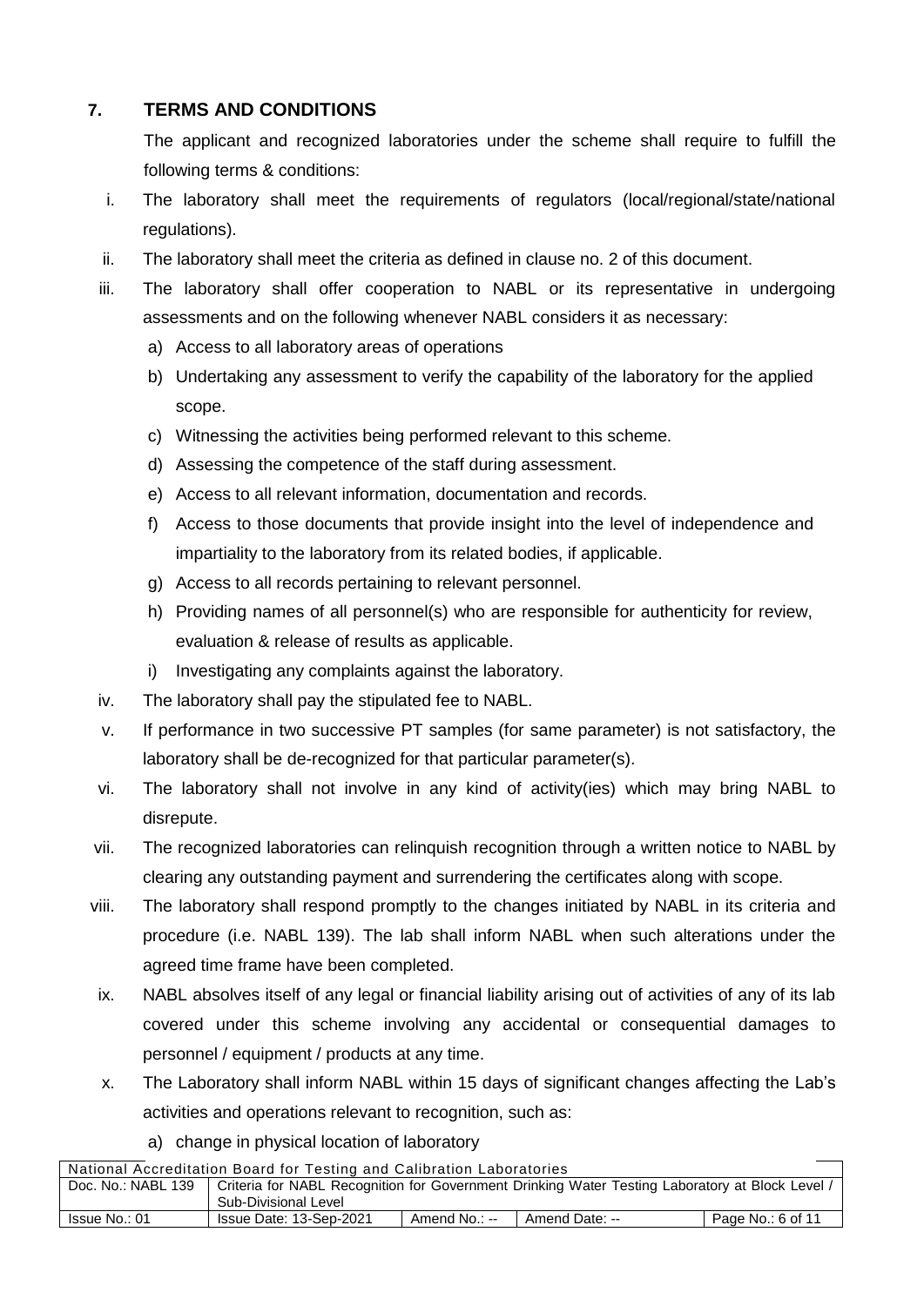## 7. TERMS AND CONDITIONS

The applicant and recognized laboratories under the scheme shall require to fulfill the following terms & conditions:

i. The laboratory shall meet the requirements of regulators (local/regional/state/national regulations).

ii. The laboratory shall meet the criteria as defined in clause no. 2 of this document.

iii. The laboratory shall offer cooperation to NABL or its representative in undergoing assessments and on the following whenever NABL considers it as necessary:
   a) Access to all laboratory areas of operations
   b) Undertaking any assessment to verify the capability of the laboratory for the applied scope.
   c) Witnessing the activities being performed relevant to this scheme.
   d) Assessing the competence of the staff during assessment.
   e) Access to all relevant information, documentation and records.
   f) Access to those documents that provide insight into the level of independence and impartiality to the laboratory from its related bodies, if applicable.
   g) Access to all records pertaining to relevant personnel.
   h) Providing names of all personnel(s) who are responsible for authenticity for review, evaluation & release of results as applicable.
   i) Investigating any complaints against the laboratory.

iv. The laboratory shall pay the stipulated fee to NABL.

v. If performance in two successive PT samples (for same parameter) is not satisfactory, the laboratory shall be de-recognized for that particular parameter(s).

vi. The laboratory shall not involve in any kind of activity(ies) which may bring NABL to disrepute.

vii. The recognized laboratories can relinquish recognition through a written notice to NABL by clearing any outstanding payment and surrendering the certificates along with scope.

viii. The laboratory shall respond promptly to the changes initiated by NABL in its criteria and procedure (i.e. NABL 139). The lab shall inform NABL when such alterations under the agreed time frame have been completed.

ix. NABL absolves itself of any legal or financial liability arising out of activities of any of its lab covered under this scheme involving any accidental or consequential damages to personnel / equipment / products at any time.

x. The Laboratory shall inform NABL within 15 days of significant changes affecting the Lab's activities and operations relevant to recognition, such as:
   a) change in physical location of laboratory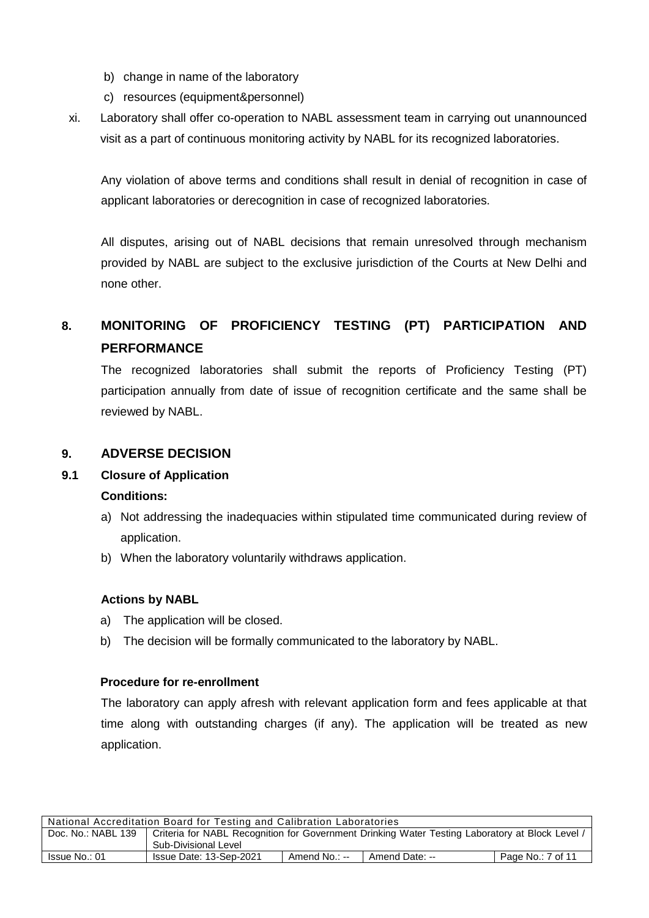b) change in name of the laboratory
c) resources (equipment&personnel)

xi. Laboratory shall offer co-operation to NABL assessment team in carrying out unannounced visit as a part of continuous monitoring activity by NABL for its recognized laboratories.

Any violation of above terms and conditions shall result in denial of recognition in case of applicant laboratories or derecognition in case of recognized laboratories.

All disputes, arising out of NABL decisions that remain unresolved through mechanism provided by NABL are subject to the exclusive jurisdiction of the Courts at New Delhi and none other.

## 8. MONITORING OF PROFICIENCY TESTING (PT) PARTICIPATION AND PERFORMANCE

The recognized laboratories shall submit the reports of Proficiency Testing (PT) participation annually from date of issue of recognition certificate and the same shall be reviewed by NABL.

## 9. ADVERSE DECISION

### 9.1 Closure of Application

**Conditions:**

a) Not addressing the inadequacies within stipulated time communicated during review of application.
b) When the laboratory voluntarily withdraws application.

**Actions by NABL**

a) The application will be closed.
b) The decision will be formally communicated to the laboratory by NABL.

**Procedure for re-enrollment**

The laboratory can apply afresh with relevant application form and fees applicable at that time along with outstanding charges (if any). The application will be treated as new application.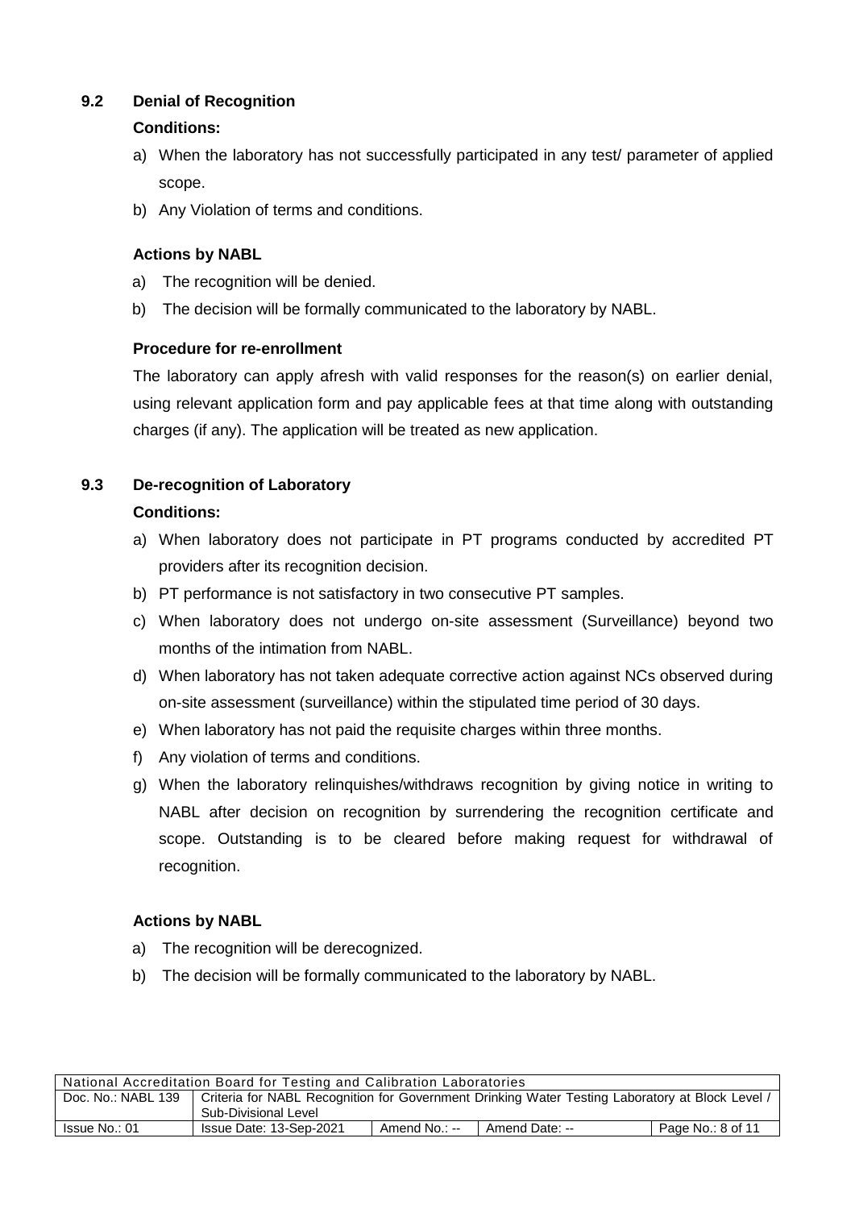### 9.2 Denial of Recognition

**Conditions:**

a) When the laboratory has not successfully participated in any test/ parameter of applied scope.
b) Any Violation of terms and conditions.

**Actions by NABL**

a) The recognition will be denied.
b) The decision will be formally communicated to the laboratory by NABL.

**Procedure for re-enrollment**

The laboratory can apply afresh with valid responses for the reason(s) on earlier denial, using relevant application form and pay applicable fees at that time along with outstanding charges (if any). The application will be treated as new application.

### 9.3 De-recognition of Laboratory

**Conditions:**

a) When laboratory does not participate in PT programs conducted by accredited PT providers after its recognition decision.
b) PT performance is not satisfactory in two consecutive PT samples.
c) When laboratory does not undergo on-site assessment (Surveillance) beyond two months of the intimation from NABL.
d) When laboratory has not taken adequate corrective action against NCs observed during on-site assessment (surveillance) within the stipulated time period of 30 days.
e) When laboratory has not paid the requisite charges within three months.
f) Any violation of terms and conditions.
g) When the laboratory relinquishes/withdraws recognition by giving notice in writing to NABL after decision on recognition by surrendering the recognition certificate and scope. Outstanding is to be cleared before making request for withdrawal of recognition.

**Actions by NABL**

a) The recognition will be derecognized.
b) The decision will be formally communicated to the laboratory by NABL.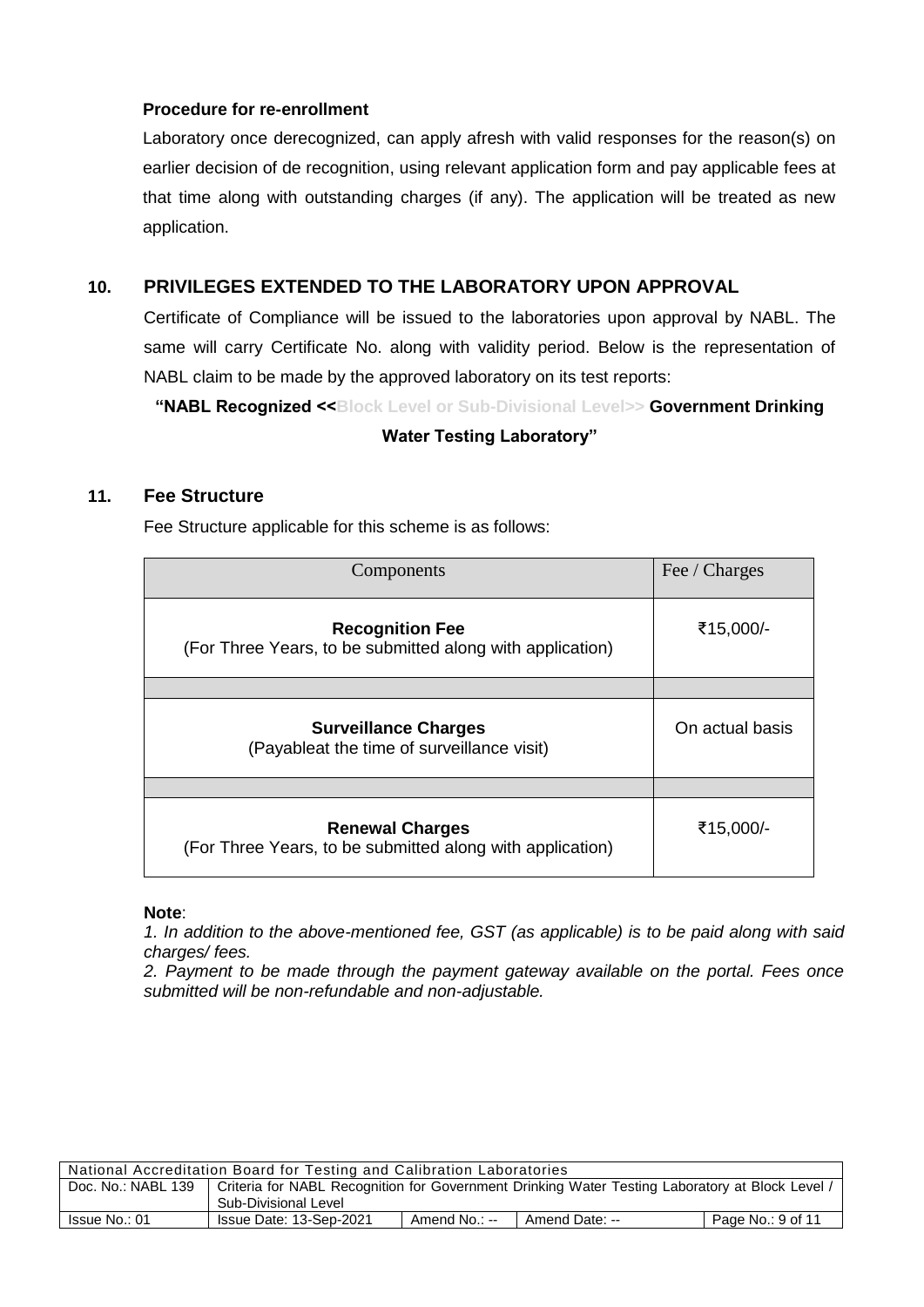**Procedure for re-enrollment**

Laboratory once derecognized, can apply afresh with valid responses for the reason(s) on earlier decision of de recognition, using relevant application form and pay applicable fees at that time along with outstanding charges (if any). The application will be treated as new application.

## 10. PRIVILEGES EXTENDED TO THE LABORATORY UPON APPROVAL

Certificate of Compliance will be issued to the laboratories upon approval by NABL. The same will carry Certificate No. along with validity period. Below is the representation of NABL claim to be made by the approved laboratory on its test reports:

**"NABL Recognized <<Block Level or Sub-Divisional Level>> Government Drinking Water Testing Laboratory"**

## 11. Fee Structure

Fee Structure applicable for this scheme is as follows:

| Components | Fee / Charges |
|---|---|
| **Recognition Fee**<br>(For Three Years, to be submitted along with application) | ₹15,000/- |
| | |
| **Surveillance Charges**<br>(Payableat the time of surveillance visit) | On actual basis |
| | |
| **Renewal Charges**<br>(For Three Years, to be submitted along with application) | ₹15,000/- |

**Note**:

*1. In addition to the above-mentioned fee, GST (as applicable) is to be paid along with said charges/ fees.*

*2. Payment to be made through the payment gateway available on the portal. Fees once submitted will be non-refundable and non-adjustable.*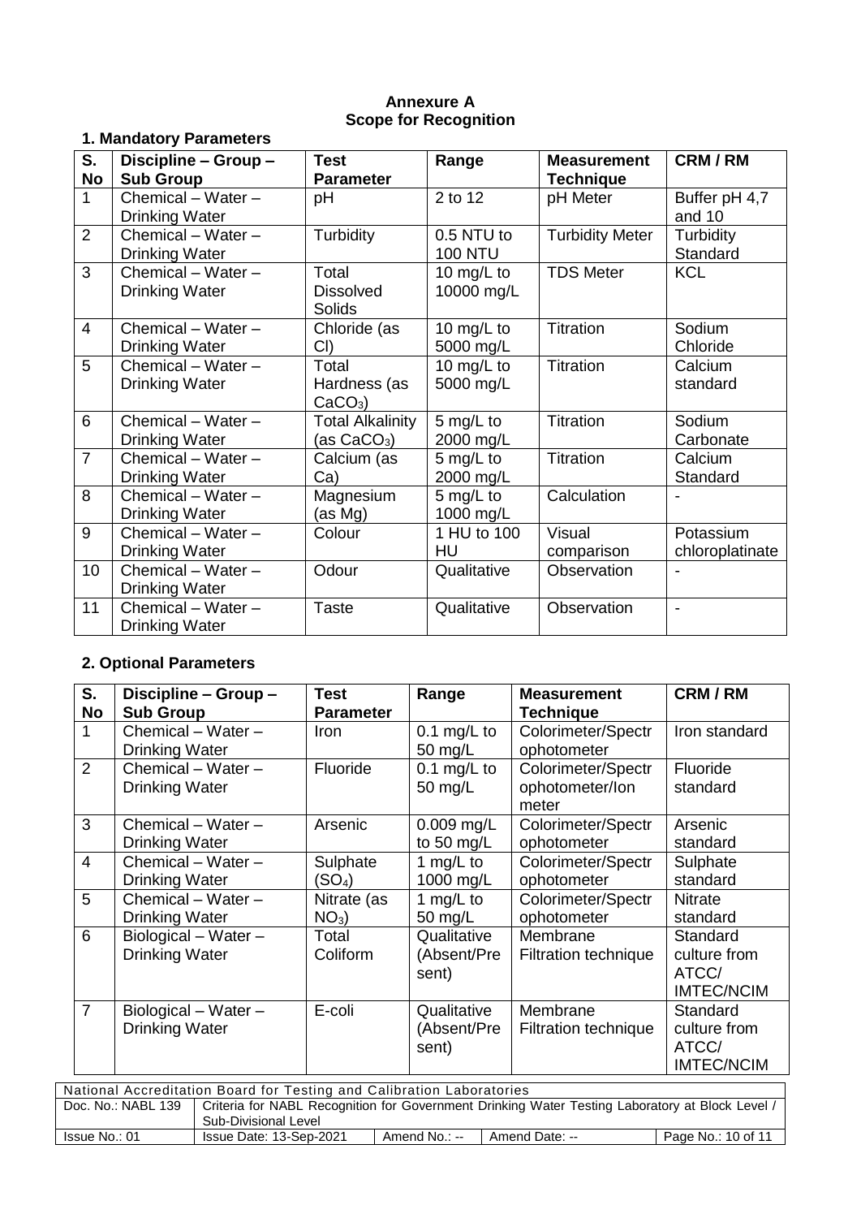**Annexure A**
**Scope for Recognition**

## 1. Mandatory Parameters

| S. No | Discipline – Group – Sub Group | Test Parameter | Range | Measurement Technique | CRM / RM |
|---|---|---|---|---|---|
| 1 | Chemical – Water – Drinking Water | pH | 2 to 12 | pH Meter | Buffer pH 4,7 and 10 |
| 2 | Chemical – Water – Drinking Water | Turbidity | 0.5 NTU to 100 NTU | Turbidity Meter | Turbidity Standard |
| 3 | Chemical – Water – Drinking Water | Total Dissolved Solids | 10 mg/L to 10000 mg/L | TDS Meter | KCL |
| 4 | Chemical – Water – Drinking Water | Chloride (as Cl) | 10 mg/L to 5000 mg/L | Titration | Sodium Chloride |
| 5 | Chemical – Water – Drinking Water | Total Hardness (as $CaCO_3$) | 10 mg/L to 5000 mg/L | Titration | Calcium standard |
| 6 | Chemical – Water – Drinking Water | Total Alkalinity (as $CaCO_3$) | 5 mg/L to 2000 mg/L | Titration | Sodium Carbonate |
| 7 | Chemical – Water – Drinking Water | Calcium (as Ca) | 5 mg/L to 2000 mg/L | Titration | Calcium Standard |
| 8 | Chemical – Water – Drinking Water | Magnesium (as Mg) | 5 mg/L to 1000 mg/L | Calculation | - |
| 9 | Chemical – Water – Drinking Water | Colour | 1 HU to 100 HU | Visual comparison | Potassium chloroplatinate |
| 10 | Chemical – Water – Drinking Water | Odour | Qualitative | Observation | - |
| 11 | Chemical – Water – Drinking Water | Taste | Qualitative | Observation | - |

## 2. Optional Parameters

| S. No | Discipline – Group – Sub Group | Test Parameter | Range | Measurement Technique | CRM / RM |
|---|---|---|---|---|---|
| 1 | Chemical – Water – Drinking Water | Iron | 0.1 mg/L to 50 mg/L | Colorimeter/Spectrophotometer | Iron standard |
| 2 | Chemical – Water – Drinking Water | Fluoride | 0.1 mg/L to 50 mg/L | Colorimeter/Spectrophotometer/Ion meter | Fluoride standard |
| 3 | Chemical – Water – Drinking Water | Arsenic | 0.009 mg/L to 50 mg/L | Colorimeter/Spectrophotometer | Arsenic standard |
| 4 | Chemical – Water – Drinking Water | Sulphate ($SO_4$) | 1 mg/L to 1000 mg/L | Colorimeter/Spectrophotometer | Sulphate standard |
| 5 | Chemical – Water – Drinking Water | Nitrate (as $NO_3$) | 1 mg/L to 50 mg/L | Colorimeter/Spectrophotometer | Nitrate standard |
| 6 | Biological – Water – Drinking Water | Total Coliform | Qualitative (Absent/Present) | Membrane Filtration technique | Standard culture from ATCC/ IMTEC/NCIM |
| 7 | Biological – Water – Drinking Water | E-coli | Qualitative (Absent/Present) | Membrane Filtration technique | Standard culture from ATCC/ IMTEC/NCIM |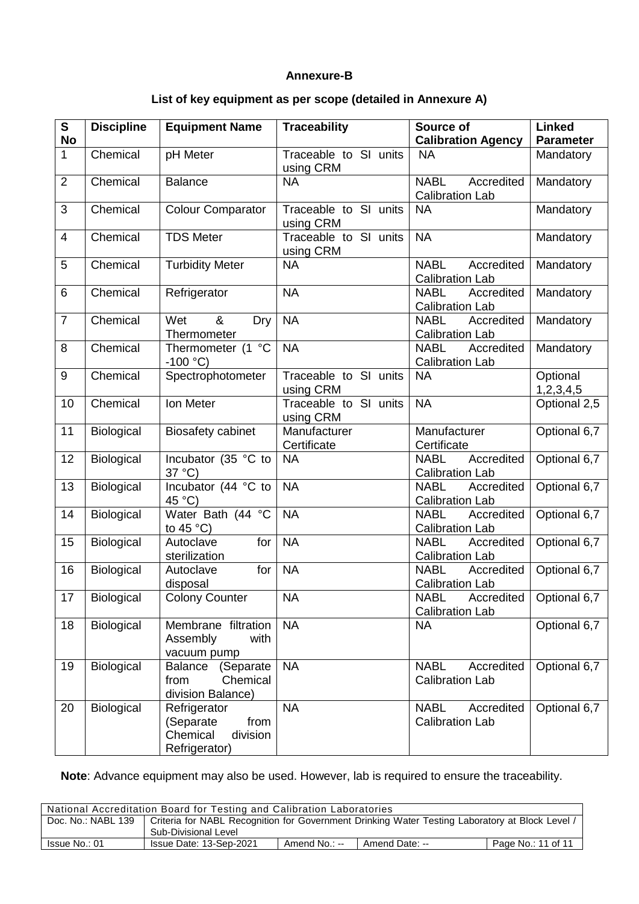**Annexure-B**

**List of key equipment as per scope (detailed in Annexure A)**

| S No | Discipline | Equipment Name | Traceability | Source of Calibration Agency | Linked Parameter |
|---|---|---|---|---|---|
| 1 | Chemical | pH Meter | Traceable to SI units using CRM | NA | Mandatory |
| 2 | Chemical | Balance | NA | NABL Accredited Calibration Lab | Mandatory |
| 3 | Chemical | Colour Comparator | Traceable to SI units using CRM | NA | Mandatory |
| 4 | Chemical | TDS Meter | Traceable to SI units using CRM | NA | Mandatory |
| 5 | Chemical | Turbidity Meter | NA | NABL Accredited Calibration Lab | Mandatory |
| 6 | Chemical | Refrigerator | NA | NABL Accredited Calibration Lab | Mandatory |
| 7 | Chemical | Wet & Dry Thermometer | NA | NABL Accredited Calibration Lab | Mandatory |
| 8 | Chemical | Thermometer (1 °C -100 °C) | NA | NABL Accredited Calibration Lab | Mandatory |
| 9 | Chemical | Spectrophotometer | Traceable to SI units using CRM | NA | Optional 1,2,3,4,5 |
| 10 | Chemical | Ion Meter | Traceable to SI units using CRM | NA | Optional 2,5 |
| 11 | Biological | Biosafety cabinet | Manufacturer Certificate | Manufacturer Certificate | Optional 6,7 |
| 12 | Biological | Incubator (35 °C to 37 °C) | NA | NABL Accredited Calibration Lab | Optional 6,7 |
| 13 | Biological | Incubator (44 °C to 45 °C) | NA | NABL Accredited Calibration Lab | Optional 6,7 |
| 14 | Biological | Water Bath (44 °C to 45 °C) | NA | NABL Accredited Calibration Lab | Optional 6,7 |
| 15 | Biological | Autoclave for sterilization | NA | NABL Accredited Calibration Lab | Optional 6,7 |
| 16 | Biological | Autoclave for disposal | NA | NABL Accredited Calibration Lab | Optional 6,7 |
| 17 | Biological | Colony Counter | NA | NABL Accredited Calibration Lab | Optional 6,7 |
| 18 | Biological | Membrane filtration Assembly with vacuum pump | NA | NA | Optional 6,7 |
| 19 | Biological | Balance (Separate from Chemical division Balance) | NA | NABL Accredited Calibration Lab | Optional 6,7 |
| 20 | Biological | Refrigerator (Separate from Chemical division Refrigerator) | NA | NABL Accredited Calibration Lab | Optional 6,7 |

**Note**: Advance equipment may also be used. However, lab is required to ensure the traceability.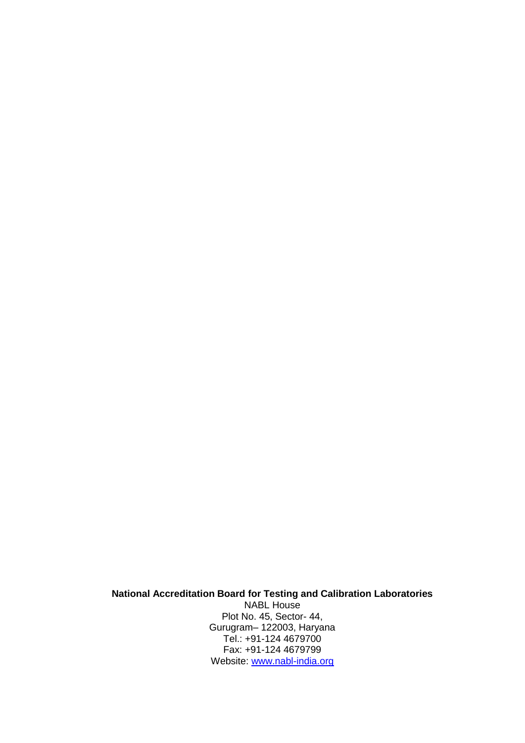**National Accreditation Board for Testing and Calibration Laboratories**

NABL House

Plot No. 45, Sector- 44,

Gurugram– 122003, Haryana

Tel.: +91-124 4679700

Fax: +91-124 4679799

Website: www.nabl-india.org